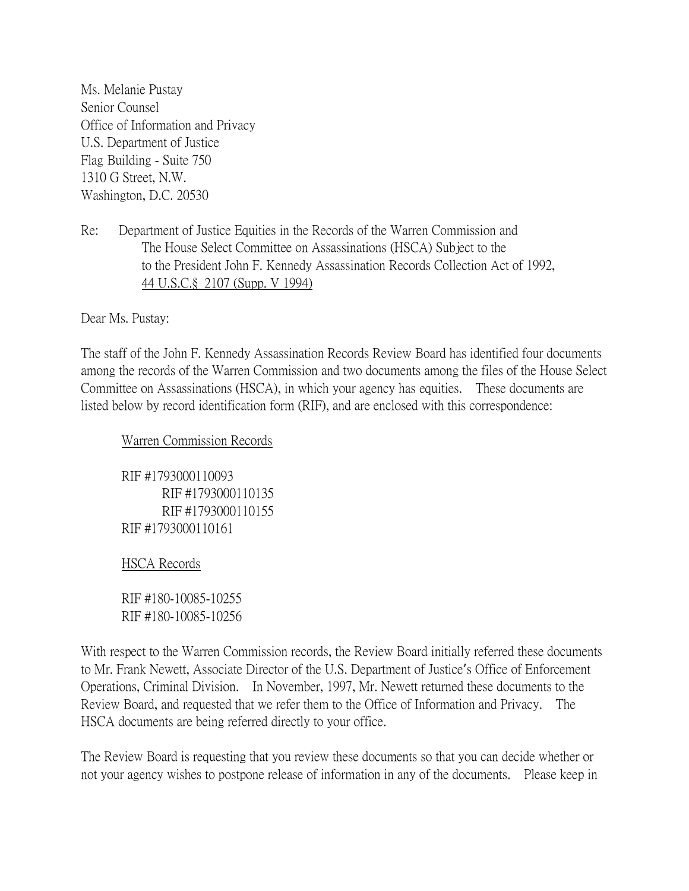Ms. Melanie Pustay
Senior Counsel
Office of Information and Privacy
U.S. Department of Justice
Flag Building - Suite 750
1310 G Street, N.W.
Washington, D.C. 20530

Re: Department of Justice Equities in the Records of the Warren Commission and The House Select Committee on Assassinations (HSCA) Subject to the to the President John F. Kennedy Assassination Records Collection Act of 1992, 44 U.S.C.§ 2107 (Supp. V 1994)

Dear Ms. Pustay:

The staff of the John F. Kennedy Assassination Records Review Board has identified four documents among the records of the Warren Commission and two documents among the files of the House Select Committee on Assassinations (HSCA), in which your agency has equities. These documents are listed below by record identification form (RIF), and are enclosed with this correspondence:

Warren Commission Records

RIF #1793000110093
RIF #1793000110135
RIF #1793000110155
RIF #1793000110161

HSCA Records

RIF #180-10085-10255
RIF #180-10085-10256

With respect to the Warren Commission records, the Review Board initially referred these documents to Mr. Frank Newett, Associate Director of the U.S. Department of Justice's Office of Enforcement Operations, Criminal Division. In November, 1997, Mr. Newett returned these documents to the Review Board, and requested that we refer them to the Office of Information and Privacy. The HSCA documents are being referred directly to your office.

The Review Board is requesting that you review these documents so that you can decide whether or not your agency wishes to postpone release of information in any of the documents. Please keep in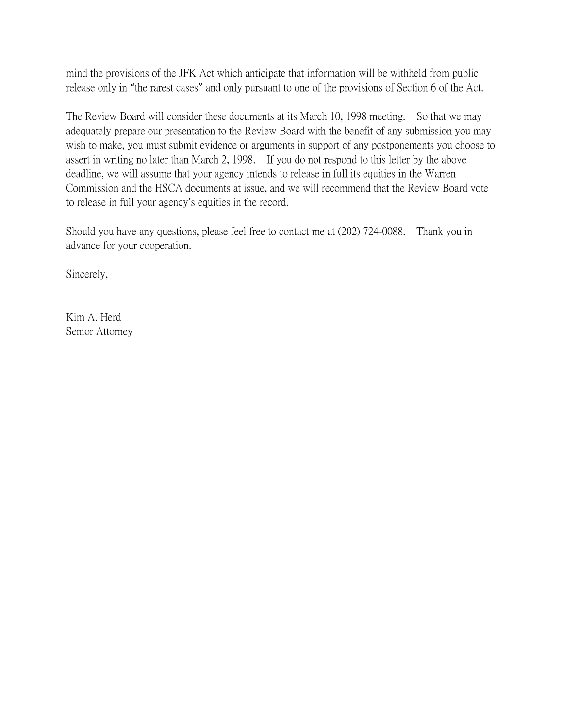mind the provisions of the JFK Act which anticipate that information will be withheld from public release only in "the rarest cases" and only pursuant to one of the provisions of Section 6 of the Act.

The Review Board will consider these documents at its March 10, 1998 meeting. So that we may adequately prepare our presentation to the Review Board with the benefit of any submission you may wish to make, you must submit evidence or arguments in support of any postponements you choose to assert in writing no later than March 2, 1998. If you do not respond to this letter by the above deadline, we will assume that your agency intends to release in full its equities in the Warren Commission and the HSCA documents at issue, and we will recommend that the Review Board vote to release in full your agency's equities in the record.

Should you have any questions, please feel free to contact me at (202) 724-0088. Thank you in advance for your cooperation.

Sincerely,

Kim A. Herd
Senior Attorney